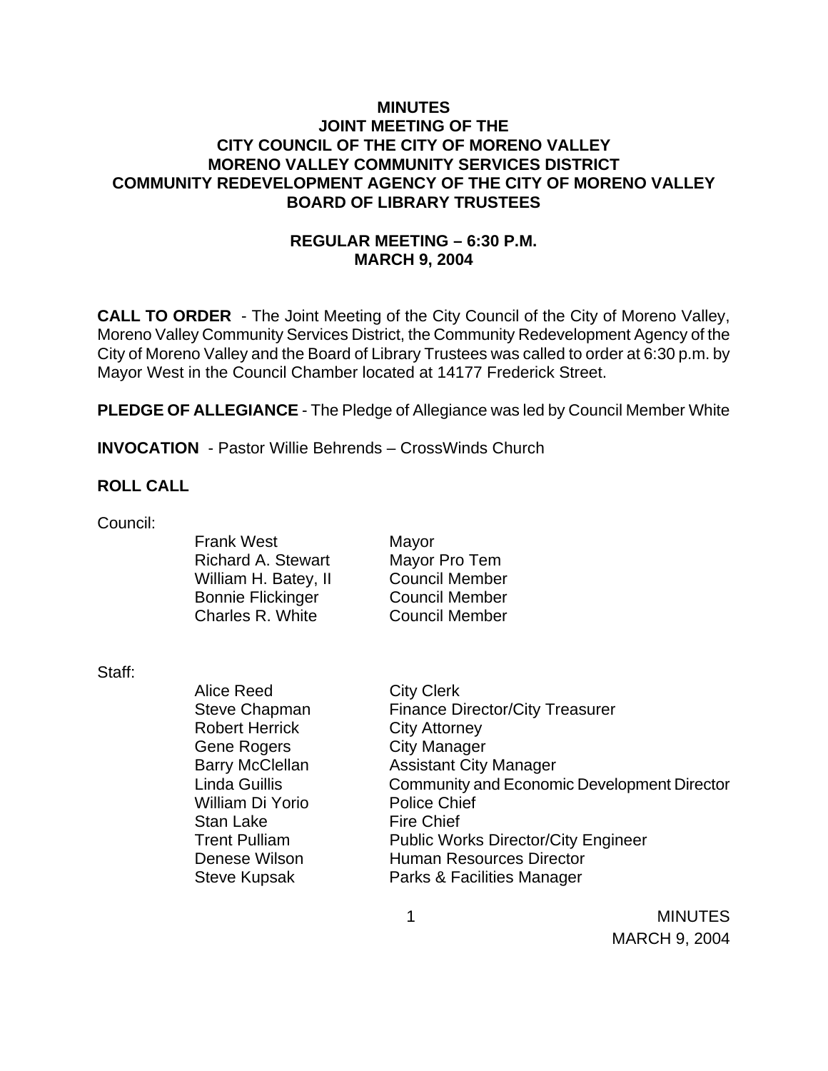**MINUTES**
**JOINT MEETING OF THE**
**CITY COUNCIL OF THE CITY OF MORENO VALLEY**
**MORENO VALLEY COMMUNITY SERVICES DISTRICT**
**COMMUNITY REDEVELOPMENT AGENCY OF THE CITY OF MORENO VALLEY**
**BOARD OF LIBRARY TRUSTEES**

**REGULAR MEETING – 6:30 P.M.**
**MARCH 9, 2004**

**CALL TO ORDER** - The Joint Meeting of the City Council of the City of Moreno Valley, Moreno Valley Community Services District, the Community Redevelopment Agency of the City of Moreno Valley and the Board of Library Trustees was called to order at 6:30 p.m. by Mayor West in the Council Chamber located at 14177 Frederick Street.

**PLEDGE OF ALLEGIANCE** - The Pledge of Allegiance was led by Council Member White

**INVOCATION** - Pastor Willie Behrends – CrossWinds Church

**ROLL CALL**

Council:

| | |
|---|---|
| Frank West | Mayor |
| Richard A. Stewart | Mayor Pro Tem |
| William H. Batey, II | Council Member |
| Bonnie Flickinger | Council Member |
| Charles R. White | Council Member |

Staff:

| | |
|---|---|
| Alice Reed | City Clerk |
| Steve Chapman | Finance Director/City Treasurer |
| Robert Herrick | City Attorney |
| Gene Rogers | City Manager |
| Barry McClellan | Assistant City Manager |
| Linda Guillis | Community and Economic Development Director |
| William Di Yorio | Police Chief |
| Stan Lake | Fire Chief |
| Trent Pulliam | Public Works Director/City Engineer |
| Denese Wilson | Human Resources Director |
| Steve Kupsak | Parks & Facilities Manager |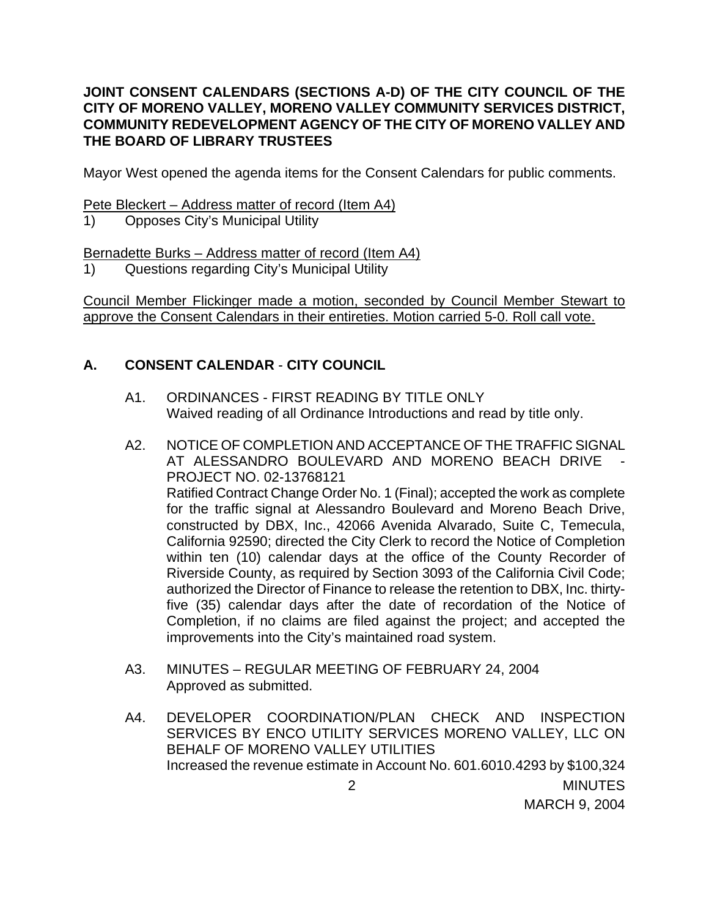**JOINT CONSENT CALENDARS (SECTIONS A-D) OF THE CITY COUNCIL OF THE CITY OF MORENO VALLEY, MORENO VALLEY COMMUNITY SERVICES DISTRICT, COMMUNITY REDEVELOPMENT AGENCY OF THE CITY OF MORENO VALLEY AND THE BOARD OF LIBRARY TRUSTEES**

Mayor West opened the agenda items for the Consent Calendars for public comments.

Pete Bleckert – Address matter of record (Item A4)

1) Opposes City's Municipal Utility

Bernadette Burks – Address matter of record (Item A4)

1) Questions regarding City's Municipal Utility

Council Member Flickinger made a motion, seconded by Council Member Stewart to approve the Consent Calendars in their entireties. Motion carried 5-0. Roll call vote.

## A. CONSENT CALENDAR - CITY COUNCIL

A1. ORDINANCES - FIRST READING BY TITLE ONLY
Waived reading of all Ordinance Introductions and read by title only.

A2. NOTICE OF COMPLETION AND ACCEPTANCE OF THE TRAFFIC SIGNAL AT ALESSANDRO BOULEVARD AND MORENO BEACH DRIVE - PROJECT NO. 02-13768121
Ratified Contract Change Order No. 1 (Final); accepted the work as complete for the traffic signal at Alessandro Boulevard and Moreno Beach Drive, constructed by DBX, Inc., 42066 Avenida Alvarado, Suite C, Temecula, California 92590; directed the City Clerk to record the Notice of Completion within ten (10) calendar days at the office of the County Recorder of Riverside County, as required by Section 3093 of the California Civil Code; authorized the Director of Finance to release the retention to DBX, Inc. thirty-five (35) calendar days after the date of recordation of the Notice of Completion, if no claims are filed against the project; and accepted the improvements into the City's maintained road system.

A3. MINUTES – REGULAR MEETING OF FEBRUARY 24, 2004
Approved as submitted.

A4. DEVELOPER COORDINATION/PLAN CHECK AND INSPECTION SERVICES BY ENCO UTILITY SERVICES MORENO VALLEY, LLC ON BEHALF OF MORENO VALLEY UTILITIES
Increased the revenue estimate in Account No. 601.6010.4293 by $100,324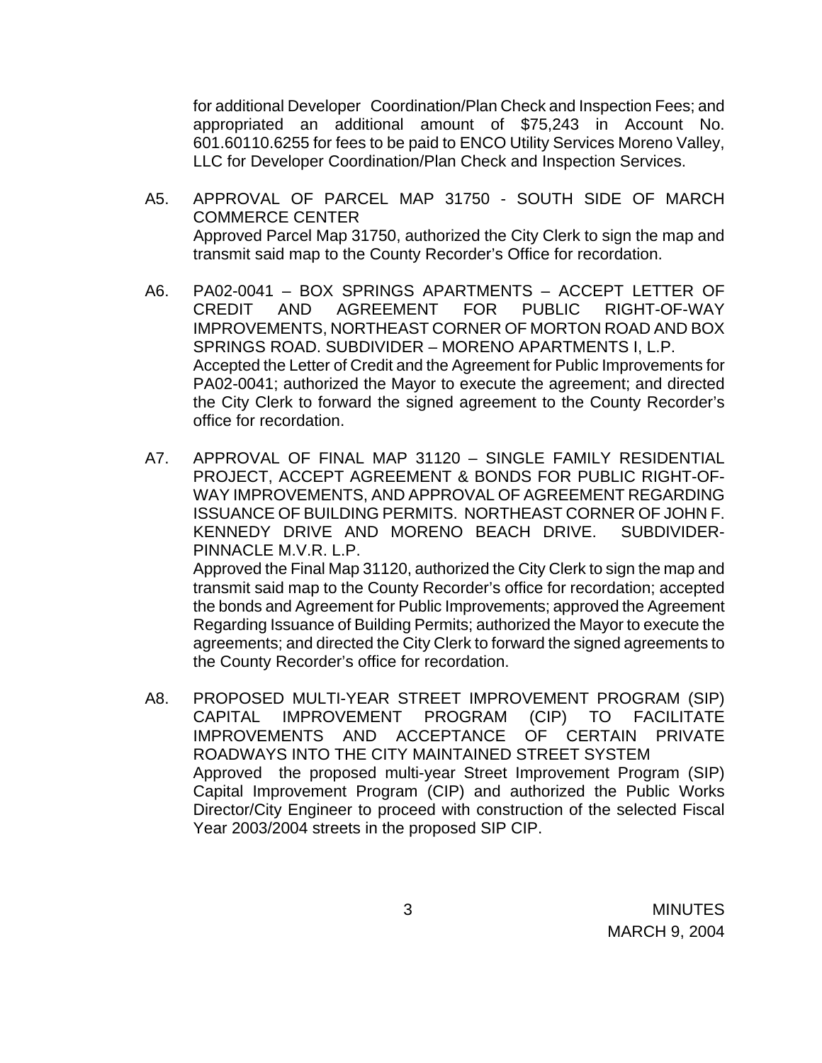for additional Developer Coordination/Plan Check and Inspection Fees; and appropriated an additional amount of $75,243 in Account No. 601.60110.6255 for fees to be paid to ENCO Utility Services Moreno Valley, LLC for Developer Coordination/Plan Check and Inspection Services.

A5. APPROVAL OF PARCEL MAP 31750 - SOUTH SIDE OF MARCH COMMERCE CENTER
Approved Parcel Map 31750, authorized the City Clerk to sign the map and transmit said map to the County Recorder's Office for recordation.

A6. PA02-0041 – BOX SPRINGS APARTMENTS – ACCEPT LETTER OF CREDIT AND AGREEMENT FOR PUBLIC RIGHT-OF-WAY IMPROVEMENTS, NORTHEAST CORNER OF MORTON ROAD AND BOX SPRINGS ROAD. SUBDIVIDER – MORENO APARTMENTS I, L.P.
Accepted the Letter of Credit and the Agreement for Public Improvements for PA02-0041; authorized the Mayor to execute the agreement; and directed the City Clerk to forward the signed agreement to the County Recorder's office for recordation.

A7. APPROVAL OF FINAL MAP 31120 – SINGLE FAMILY RESIDENTIAL PROJECT, ACCEPT AGREEMENT & BONDS FOR PUBLIC RIGHT-OF-WAY IMPROVEMENTS, AND APPROVAL OF AGREEMENT REGARDING ISSUANCE OF BUILDING PERMITS. NORTHEAST CORNER OF JOHN F. KENNEDY DRIVE AND MORENO BEACH DRIVE. SUBDIVIDER- PINNACLE M.V.R. L.P.
Approved the Final Map 31120, authorized the City Clerk to sign the map and transmit said map to the County Recorder's office for recordation; accepted the bonds and Agreement for Public Improvements; approved the Agreement Regarding Issuance of Building Permits; authorized the Mayor to execute the agreements; and directed the City Clerk to forward the signed agreements to the County Recorder's office for recordation.

A8. PROPOSED MULTI-YEAR STREET IMPROVEMENT PROGRAM (SIP) CAPITAL IMPROVEMENT PROGRAM (CIP) TO FACILITATE IMPROVEMENTS AND ACCEPTANCE OF CERTAIN PRIVATE ROADWAYS INTO THE CITY MAINTAINED STREET SYSTEM
Approved the proposed multi-year Street Improvement Program (SIP) Capital Improvement Program (CIP) and authorized the Public Works Director/City Engineer to proceed with construction of the selected Fiscal Year 2003/2004 streets in the proposed SIP CIP.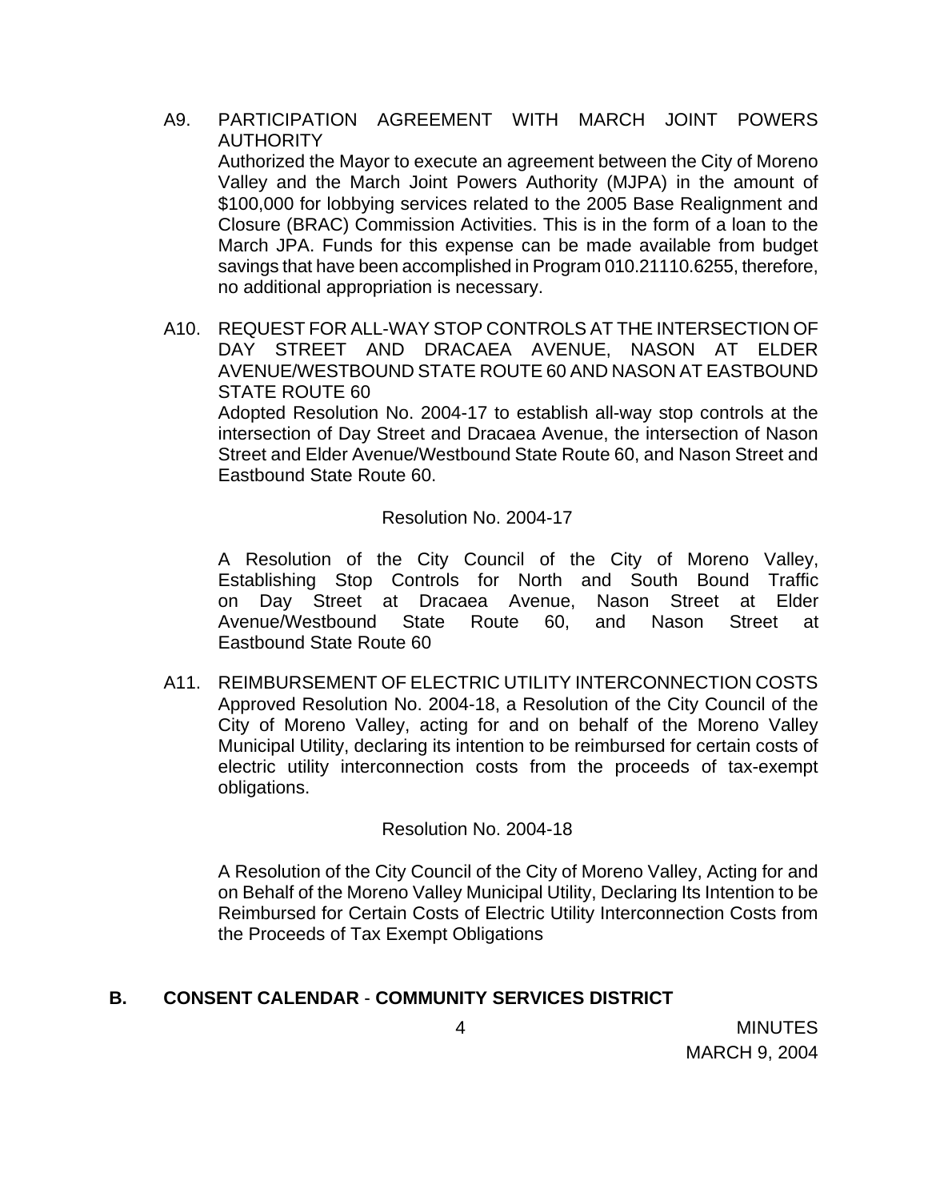A9. PARTICIPATION AGREEMENT WITH MARCH JOINT POWERS AUTHORITY

Authorized the Mayor to execute an agreement between the City of Moreno Valley and the March Joint Powers Authority (MJPA) in the amount of $100,000 for lobbying services related to the 2005 Base Realignment and Closure (BRAC) Commission Activities. This is in the form of a loan to the March JPA. Funds for this expense can be made available from budget savings that have been accomplished in Program 010.21110.6255, therefore, no additional appropriation is necessary.

A10. REQUEST FOR ALL-WAY STOP CONTROLS AT THE INTERSECTION OF DAY STREET AND DRACAEA AVENUE, NASON AT ELDER AVENUE/WESTBOUND STATE ROUTE 60 AND NASON AT EASTBOUND STATE ROUTE 60

Adopted Resolution No. 2004-17 to establish all-way stop controls at the intersection of Day Street and Dracaea Avenue, the intersection of Nason Street and Elder Avenue/Westbound State Route 60, and Nason Street and Eastbound State Route 60.

Resolution No. 2004-17

A Resolution of the City Council of the City of Moreno Valley, Establishing Stop Controls for North and South Bound Traffic on Day Street at Dracaea Avenue, Nason Street at Elder Avenue/Westbound State Route 60, and Nason Street at Eastbound State Route 60

A11. REIMBURSEMENT OF ELECTRIC UTILITY INTERCONNECTION COSTS

Approved Resolution No. 2004-18, a Resolution of the City Council of the City of Moreno Valley, acting for and on behalf of the Moreno Valley Municipal Utility, declaring its intention to be reimbursed for certain costs of electric utility interconnection costs from the proceeds of tax-exempt obligations.

Resolution No. 2004-18

A Resolution of the City Council of the City of Moreno Valley, Acting for and on Behalf of the Moreno Valley Municipal Utility, Declaring Its Intention to be Reimbursed for Certain Costs of Electric Utility Interconnection Costs from the Proceeds of Tax Exempt Obligations

**B. CONSENT CALENDAR - COMMUNITY SERVICES DISTRICT**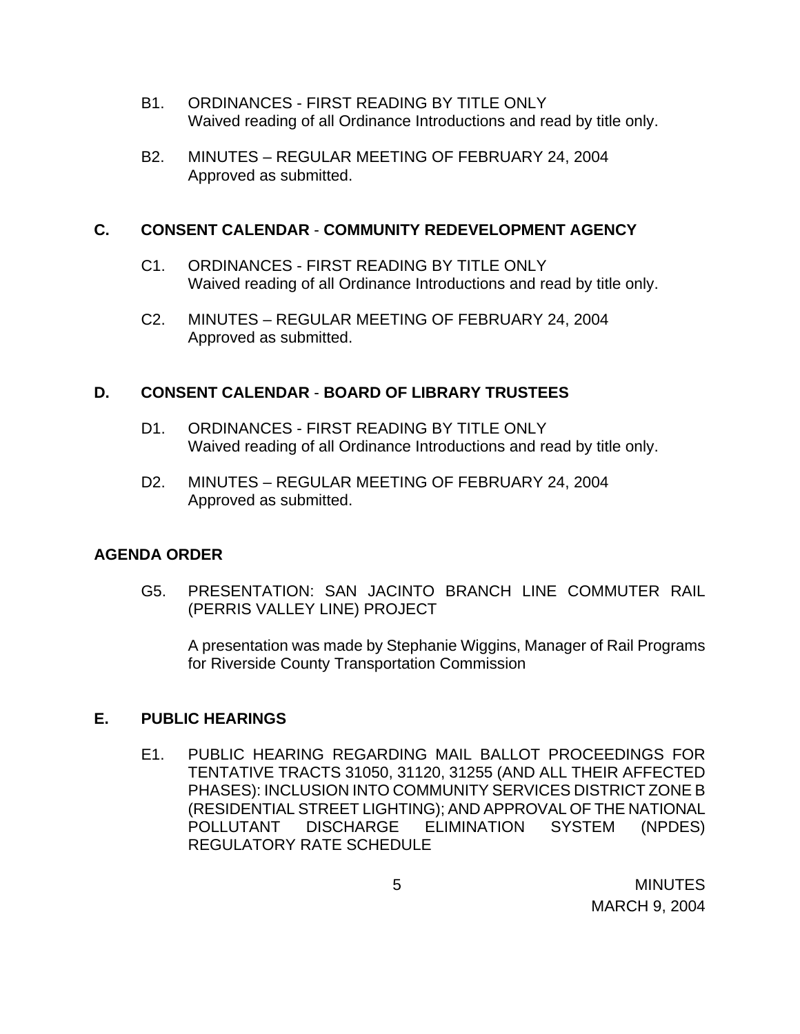B1. ORDINANCES - FIRST READING BY TITLE ONLY
Waived reading of all Ordinance Introductions and read by title only.

B2. MINUTES – REGULAR MEETING OF FEBRUARY 24, 2004
Approved as submitted.

## C. CONSENT CALENDAR - COMMUNITY REDEVELOPMENT AGENCY

C1. ORDINANCES - FIRST READING BY TITLE ONLY
Waived reading of all Ordinance Introductions and read by title only.

C2. MINUTES – REGULAR MEETING OF FEBRUARY 24, 2004
Approved as submitted.

## D. CONSENT CALENDAR - BOARD OF LIBRARY TRUSTEES

D1. ORDINANCES - FIRST READING BY TITLE ONLY
Waived reading of all Ordinance Introductions and read by title only.

D2. MINUTES – REGULAR MEETING OF FEBRUARY 24, 2004
Approved as submitted.

## AGENDA ORDER

G5. PRESENTATION: SAN JACINTO BRANCH LINE COMMUTER RAIL (PERRIS VALLEY LINE) PROJECT

A presentation was made by Stephanie Wiggins, Manager of Rail Programs for Riverside County Transportation Commission

## E. PUBLIC HEARINGS

E1. PUBLIC HEARING REGARDING MAIL BALLOT PROCEEDINGS FOR TENTATIVE TRACTS 31050, 31120, 31255 (AND ALL THEIR AFFECTED PHASES): INCLUSION INTO COMMUNITY SERVICES DISTRICT ZONE B (RESIDENTIAL STREET LIGHTING); AND APPROVAL OF THE NATIONAL POLLUTANT DISCHARGE ELIMINATION SYSTEM (NPDES) REGULATORY RATE SCHEDULE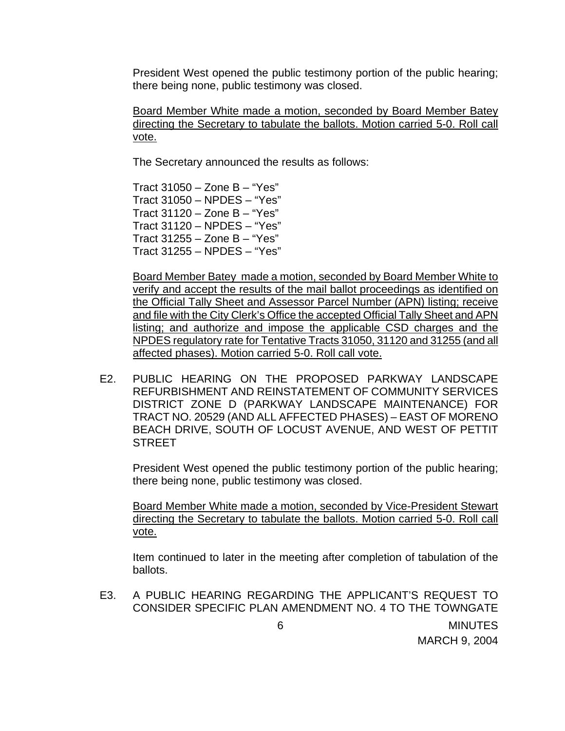President West opened the public testimony portion of the public hearing; there being none, public testimony was closed.

<u>Board Member White made a motion, seconded by Board Member Batey directing the Secretary to tabulate the ballots. Motion carried 5-0. Roll call vote.</u>

The Secretary announced the results as follows:

Tract 31050 – Zone B – "Yes"
Tract 31050 – NPDES – "Yes"
Tract 31120 – Zone B – "Yes"
Tract 31120 – NPDES – "Yes"
Tract 31255 – Zone B – "Yes"
Tract 31255 – NPDES – "Yes"

<u>Board Member Batey made a motion, seconded by Board Member White to verify and accept the results of the mail ballot proceedings as identified on the Official Tally Sheet and Assessor Parcel Number (APN) listing; receive and file with the City Clerk's Office the accepted Official Tally Sheet and APN listing; and authorize and impose the applicable CSD charges and the NPDES regulatory rate for Tentative Tracts 31050, 31120 and 31255 (and all affected phases). Motion carried 5-0. Roll call vote.</u>

E2. PUBLIC HEARING ON THE PROPOSED PARKWAY LANDSCAPE REFURBISHMENT AND REINSTATEMENT OF COMMUNITY SERVICES DISTRICT ZONE D (PARKWAY LANDSCAPE MAINTENANCE) FOR TRACT NO. 20529 (AND ALL AFFECTED PHASES) – EAST OF MORENO BEACH DRIVE, SOUTH OF LOCUST AVENUE, AND WEST OF PETTIT STREET

President West opened the public testimony portion of the public hearing; there being none, public testimony was closed.

<u>Board Member White made a motion, seconded by Vice-President Stewart directing the Secretary to tabulate the ballots. Motion carried 5-0. Roll call vote.</u>

Item continued to later in the meeting after completion of tabulation of the ballots.

E3. A PUBLIC HEARING REGARDING THE APPLICANT'S REQUEST TO CONSIDER SPECIFIC PLAN AMENDMENT NO. 4 TO THE TOWNGATE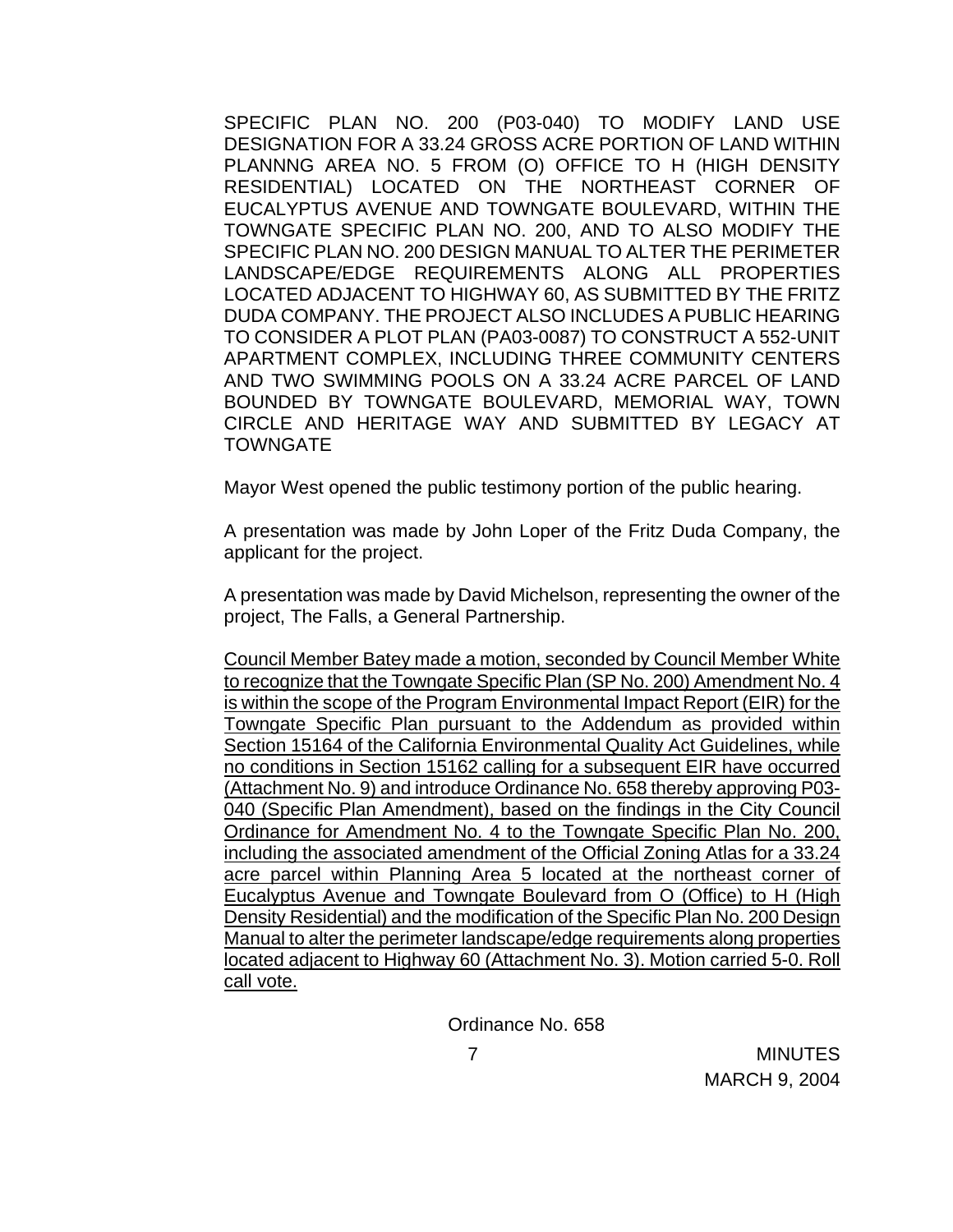SPECIFIC PLAN NO. 200 (P03-040) TO MODIFY LAND USE DESIGNATION FOR A 33.24 GROSS ACRE PORTION OF LAND WITHIN PLANNNG AREA NO. 5 FROM (O) OFFICE TO H (HIGH DENSITY RESIDENTIAL) LOCATED ON THE NORTHEAST CORNER OF EUCALYPTUS AVENUE AND TOWNGATE BOULEVARD, WITHIN THE TOWNGATE SPECIFIC PLAN NO. 200, AND TO ALSO MODIFY THE SPECIFIC PLAN NO. 200 DESIGN MANUAL TO ALTER THE PERIMETER LANDSCAPE/EDGE REQUIREMENTS ALONG ALL PROPERTIES LOCATED ADJACENT TO HIGHWAY 60, AS SUBMITTED BY THE FRITZ DUDA COMPANY. THE PROJECT ALSO INCLUDES A PUBLIC HEARING TO CONSIDER A PLOT PLAN (PA03-0087) TO CONSTRUCT A 552-UNIT APARTMENT COMPLEX, INCLUDING THREE COMMUNITY CENTERS AND TWO SWIMMING POOLS ON A 33.24 ACRE PARCEL OF LAND BOUNDED BY TOWNGATE BOULEVARD, MEMORIAL WAY, TOWN CIRCLE AND HERITAGE WAY AND SUBMITTED BY LEGACY AT TOWNGATE

Mayor West opened the public testimony portion of the public hearing.

A presentation was made by John Loper of the Fritz Duda Company, the applicant for the project.

A presentation was made by David Michelson, representing the owner of the project, The Falls, a General Partnership.

<u>Council Member Batey made a motion, seconded by Council Member White to recognize that the Towngate Specific Plan (SP No. 200) Amendment No. 4 is within the scope of the Program Environmental Impact Report (EIR) for the Towngate Specific Plan pursuant to the Addendum as provided within Section 15164 of the California Environmental Quality Act Guidelines, while no conditions in Section 15162 calling for a subsequent EIR have occurred (Attachment No. 9) and introduce Ordinance No. 658 thereby approving P03-040 (Specific Plan Amendment), based on the findings in the City Council Ordinance for Amendment No. 4 to the Towngate Specific Plan No. 200, including the associated amendment of the Official Zoning Atlas for a 33.24 acre parcel within Planning Area 5 located at the northeast corner of Eucalyptus Avenue and Towngate Boulevard from O (Office) to H (High Density Residential) and the modification of the Specific Plan No. 200 Design Manual to alter the perimeter landscape/edge requirements along properties located adjacent to Highway 60 (Attachment No. 3). Motion carried 5-0. Roll call vote.</u>

Ordinance No. 658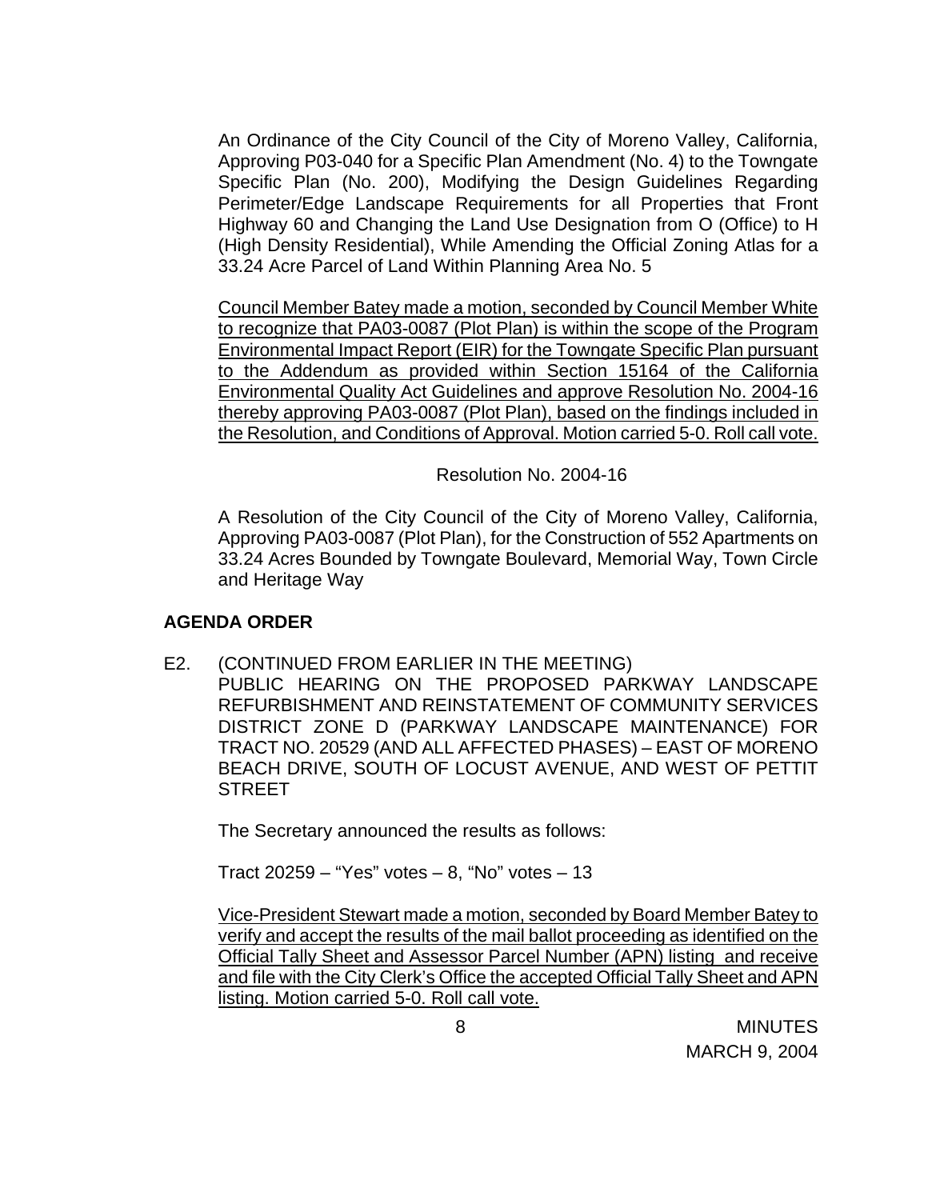An Ordinance of the City Council of the City of Moreno Valley, California, Approving P03-040 for a Specific Plan Amendment (No. 4) to the Towngate Specific Plan (No. 200), Modifying the Design Guidelines Regarding Perimeter/Edge Landscape Requirements for all Properties that Front Highway 60 and Changing the Land Use Designation from O (Office) to H (High Density Residential), While Amending the Official Zoning Atlas for a 33.24 Acre Parcel of Land Within Planning Area No. 5

Council Member Batey made a motion, seconded by Council Member White to recognize that PA03-0087 (Plot Plan) is within the scope of the Program Environmental Impact Report (EIR) for the Towngate Specific Plan pursuant to the Addendum as provided within Section 15164 of the California Environmental Quality Act Guidelines and approve Resolution No. 2004-16 thereby approving PA03-0087 (Plot Plan), based on the findings included in the Resolution, and Conditions of Approval. Motion carried 5-0. Roll call vote.

Resolution No. 2004-16

A Resolution of the City Council of the City of Moreno Valley, California, Approving PA03-0087 (Plot Plan), for the Construction of 552 Apartments on 33.24 Acres Bounded by Towngate Boulevard, Memorial Way, Town Circle and Heritage Way

**AGENDA ORDER**

E2. (CONTINUED FROM EARLIER IN THE MEETING) PUBLIC HEARING ON THE PROPOSED PARKWAY LANDSCAPE REFURBISHMENT AND REINSTATEMENT OF COMMUNITY SERVICES DISTRICT ZONE D (PARKWAY LANDSCAPE MAINTENANCE) FOR TRACT NO. 20529 (AND ALL AFFECTED PHASES) – EAST OF MORENO BEACH DRIVE, SOUTH OF LOCUST AVENUE, AND WEST OF PETTIT STREET

The Secretary announced the results as follows:

Tract 20259 – "Yes" votes – 8, "No" votes – 13

Vice-President Stewart made a motion, seconded by Board Member Batey to verify and accept the results of the mail ballot proceeding as identified on the Official Tally Sheet and Assessor Parcel Number (APN) listing and receive and file with the City Clerk's Office the accepted Official Tally Sheet and APN listing. Motion carried 5-0. Roll call vote.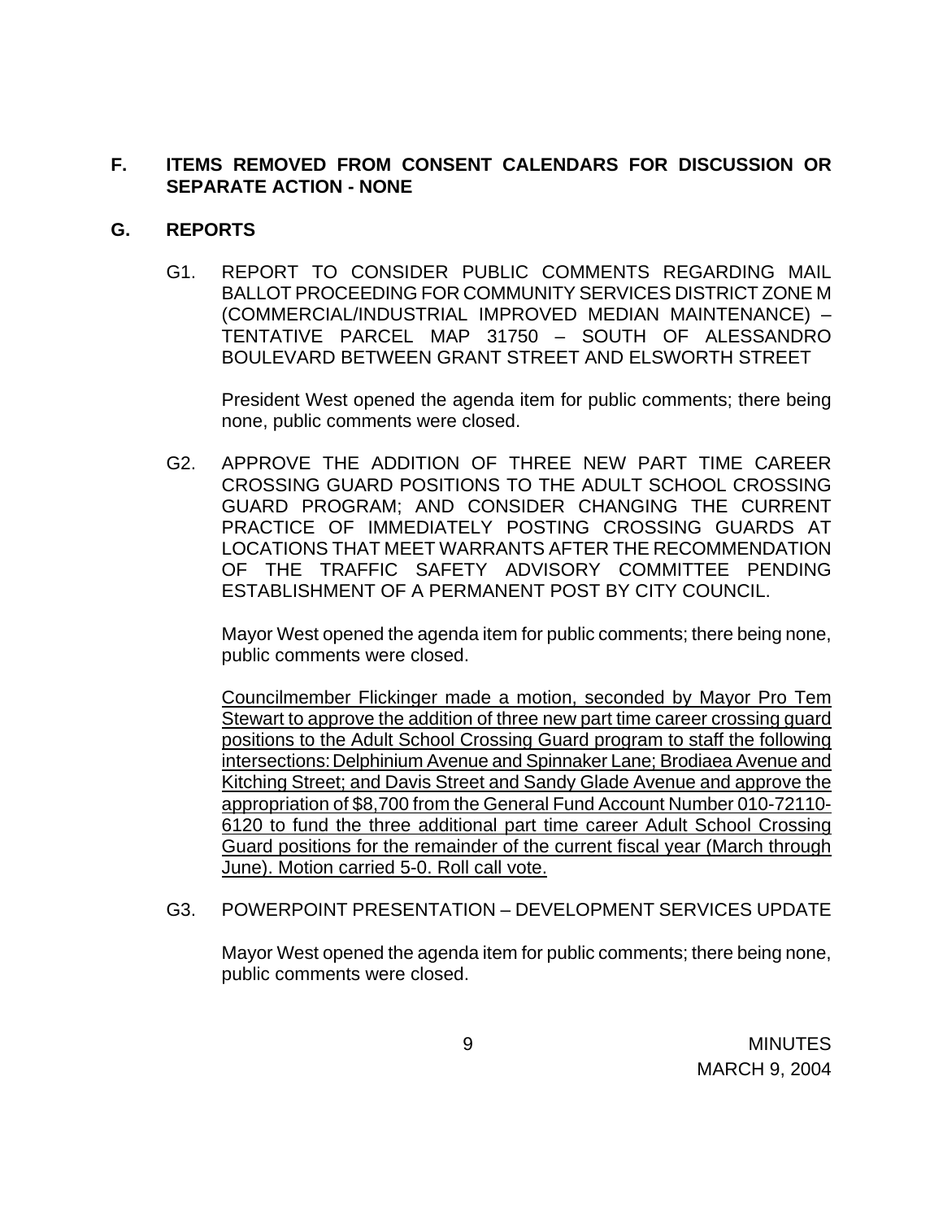## F. ITEMS REMOVED FROM CONSENT CALENDARS FOR DISCUSSION OR SEPARATE ACTION - NONE

## G. REPORTS

G1. REPORT TO CONSIDER PUBLIC COMMENTS REGARDING MAIL BALLOT PROCEEDING FOR COMMUNITY SERVICES DISTRICT ZONE M (COMMERCIAL/INDUSTRIAL IMPROVED MEDIAN MAINTENANCE) – TENTATIVE PARCEL MAP 31750 – SOUTH OF ALESSANDRO BOULEVARD BETWEEN GRANT STREET AND ELSWORTH STREET

President West opened the agenda item for public comments; there being none, public comments were closed.

G2. APPROVE THE ADDITION OF THREE NEW PART TIME CAREER CROSSING GUARD POSITIONS TO THE ADULT SCHOOL CROSSING GUARD PROGRAM; AND CONSIDER CHANGING THE CURRENT PRACTICE OF IMMEDIATELY POSTING CROSSING GUARDS AT LOCATIONS THAT MEET WARRANTS AFTER THE RECOMMENDATION OF THE TRAFFIC SAFETY ADVISORY COMMITTEE PENDING ESTABLISHMENT OF A PERMANENT POST BY CITY COUNCIL.

Mayor West opened the agenda item for public comments; there being none, public comments were closed.

<u>Councilmember Flickinger made a motion, seconded by Mayor Pro Tem Stewart to approve the addition of three new part time career crossing guard positions to the Adult School Crossing Guard program to staff the following intersections: Delphinium Avenue and Spinnaker Lane; Brodiaea Avenue and Kitching Street; and Davis Street and Sandy Glade Avenue and approve the appropriation of $8,700 from the General Fund Account Number 010-72110-6120 to fund the three additional part time career Adult School Crossing Guard positions for the remainder of the current fiscal year (March through June). Motion carried 5-0. Roll call vote.</u>

G3. POWERPOINT PRESENTATION – DEVELOPMENT SERVICES UPDATE

Mayor West opened the agenda item for public comments; there being none, public comments were closed.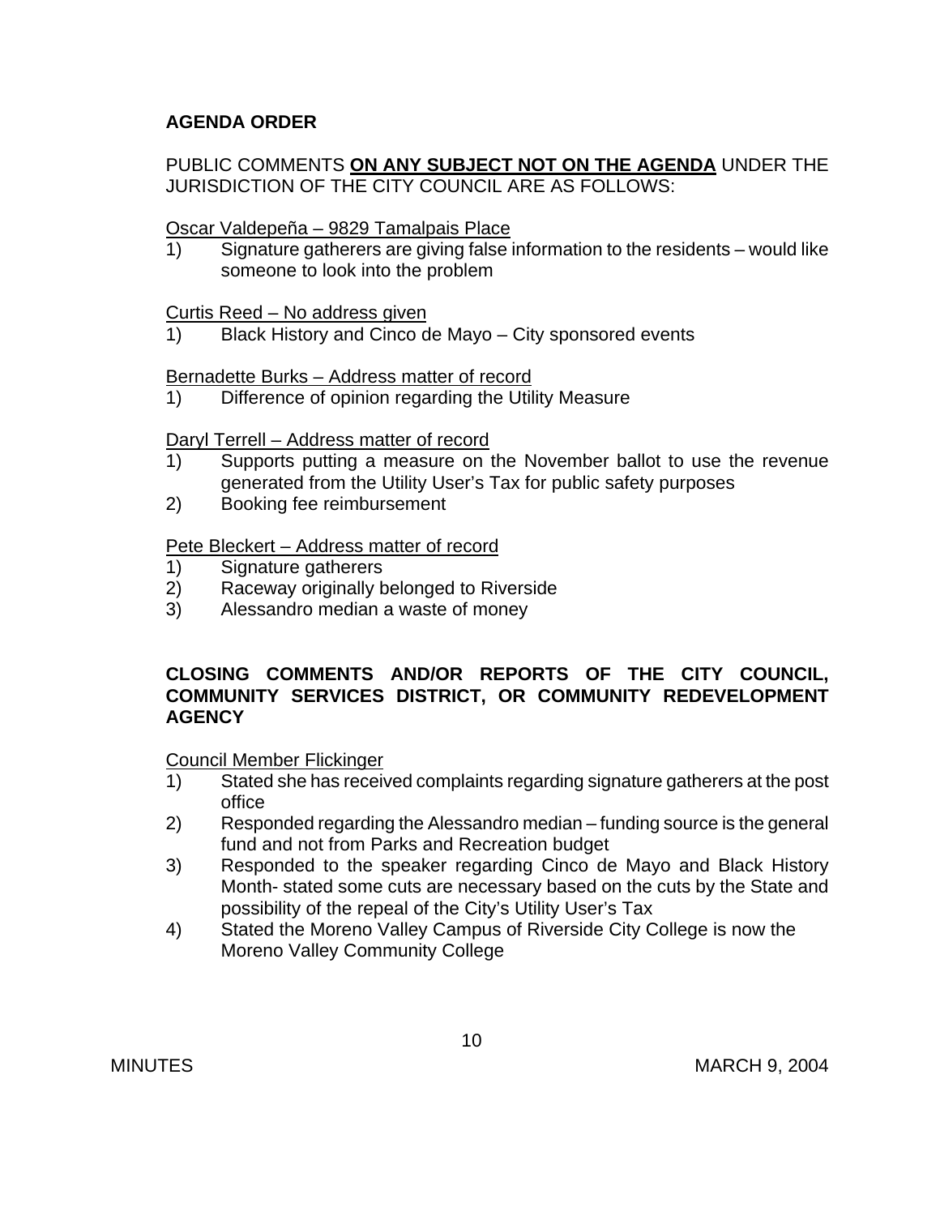**AGENDA ORDER**

PUBLIC COMMENTS **ON ANY SUBJECT NOT ON THE AGENDA** UNDER THE JURISDICTION OF THE CITY COUNCIL ARE AS FOLLOWS:

Oscar Valdepeña – 9829 Tamalpais Place

1) Signature gatherers are giving false information to the residents – would like someone to look into the problem

Curtis Reed – No address given

1) Black History and Cinco de Mayo – City sponsored events

Bernadette Burks – Address matter of record

1) Difference of opinion regarding the Utility Measure

Daryl Terrell – Address matter of record

1) Supports putting a measure on the November ballot to use the revenue generated from the Utility User's Tax for public safety purposes
2) Booking fee reimbursement

Pete Bleckert – Address matter of record

1) Signature gatherers
2) Raceway originally belonged to Riverside
3) Alessandro median a waste of money

**CLOSING COMMENTS AND/OR REPORTS OF THE CITY COUNCIL, COMMUNITY SERVICES DISTRICT, OR COMMUNITY REDEVELOPMENT AGENCY**

Council Member Flickinger

1) Stated she has received complaints regarding signature gatherers at the post office
2) Responded regarding the Alessandro median – funding source is the general fund and not from Parks and Recreation budget
3) Responded to the speaker regarding Cinco de Mayo and Black History Month- stated some cuts are necessary based on the cuts by the State and possibility of the repeal of the City's Utility User's Tax
4) Stated the Moreno Valley Campus of Riverside City College is now the Moreno Valley Community College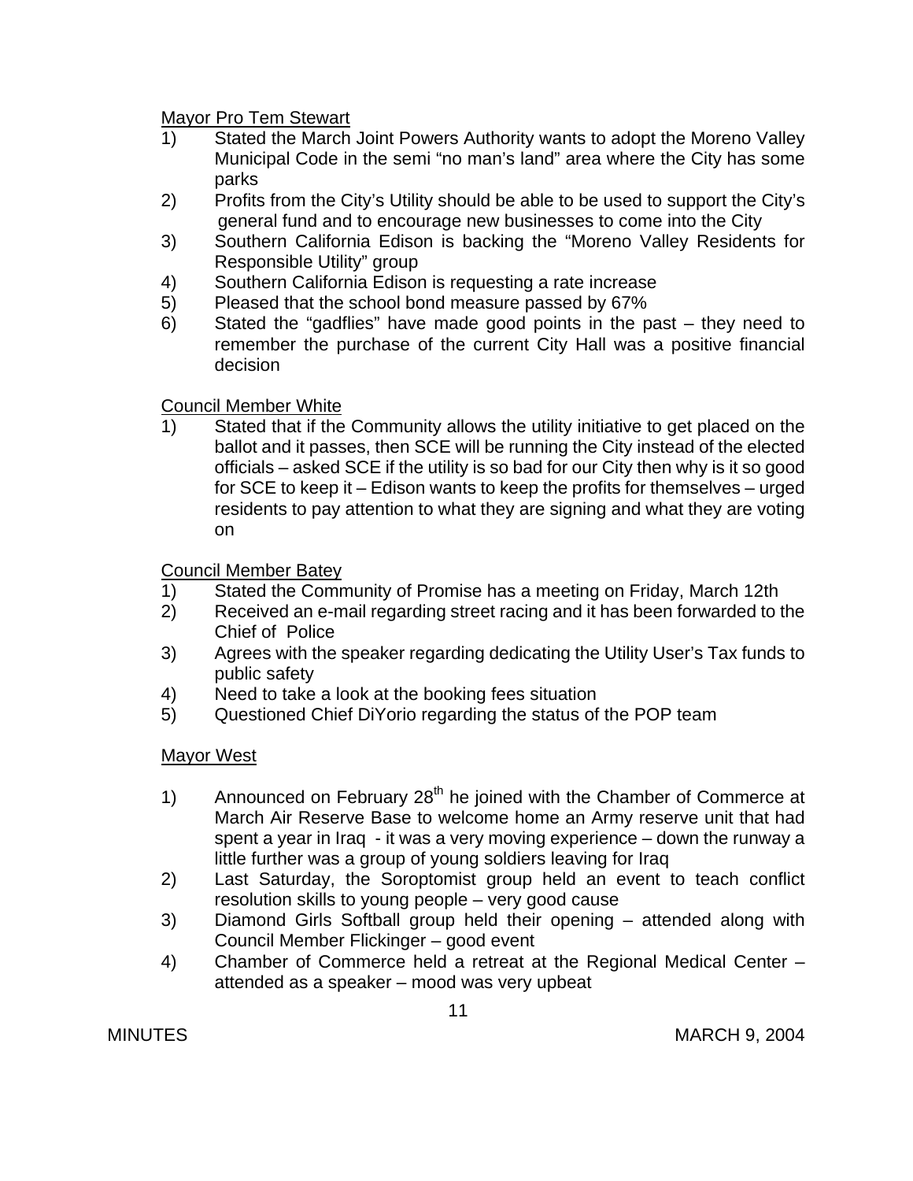Mayor Pro Tem Stewart

1) Stated the March Joint Powers Authority wants to adopt the Moreno Valley Municipal Code in the semi "no man's land" area where the City has some parks
2) Profits from the City's Utility should be able to be used to support the City's general fund and to encourage new businesses to come into the City
3) Southern California Edison is backing the "Moreno Valley Residents for Responsible Utility" group
4) Southern California Edison is requesting a rate increase
5) Pleased that the school bond measure passed by 67%
6) Stated the "gadflies" have made good points in the past – they need to remember the purchase of the current City Hall was a positive financial decision

Council Member White

1) Stated that if the Community allows the utility initiative to get placed on the ballot and it passes, then SCE will be running the City instead of the elected officials – asked SCE if the utility is so bad for our City then why is it so good for SCE to keep it – Edison wants to keep the profits for themselves – urged residents to pay attention to what they are signing and what they are voting on

Council Member Batey

1) Stated the Community of Promise has a meeting on Friday, March 12th
2) Received an e-mail regarding street racing and it has been forwarded to the Chief of Police
3) Agrees with the speaker regarding dedicating the Utility User's Tax funds to public safety
4) Need to take a look at the booking fees situation
5) Questioned Chief DiYorio regarding the status of the POP team

Mayor West

1) Announced on February 28th he joined with the Chamber of Commerce at March Air Reserve Base to welcome home an Army reserve unit that had spent a year in Iraq - it was a very moving experience – down the runway a little further was a group of young soldiers leaving for Iraq
2) Last Saturday, the Soroptomist group held an event to teach conflict resolution skills to young people – very good cause
3) Diamond Girls Softball group held their opening – attended along with Council Member Flickinger – good event
4) Chamber of Commerce held a retreat at the Regional Medical Center – attended as a speaker – mood was very upbeat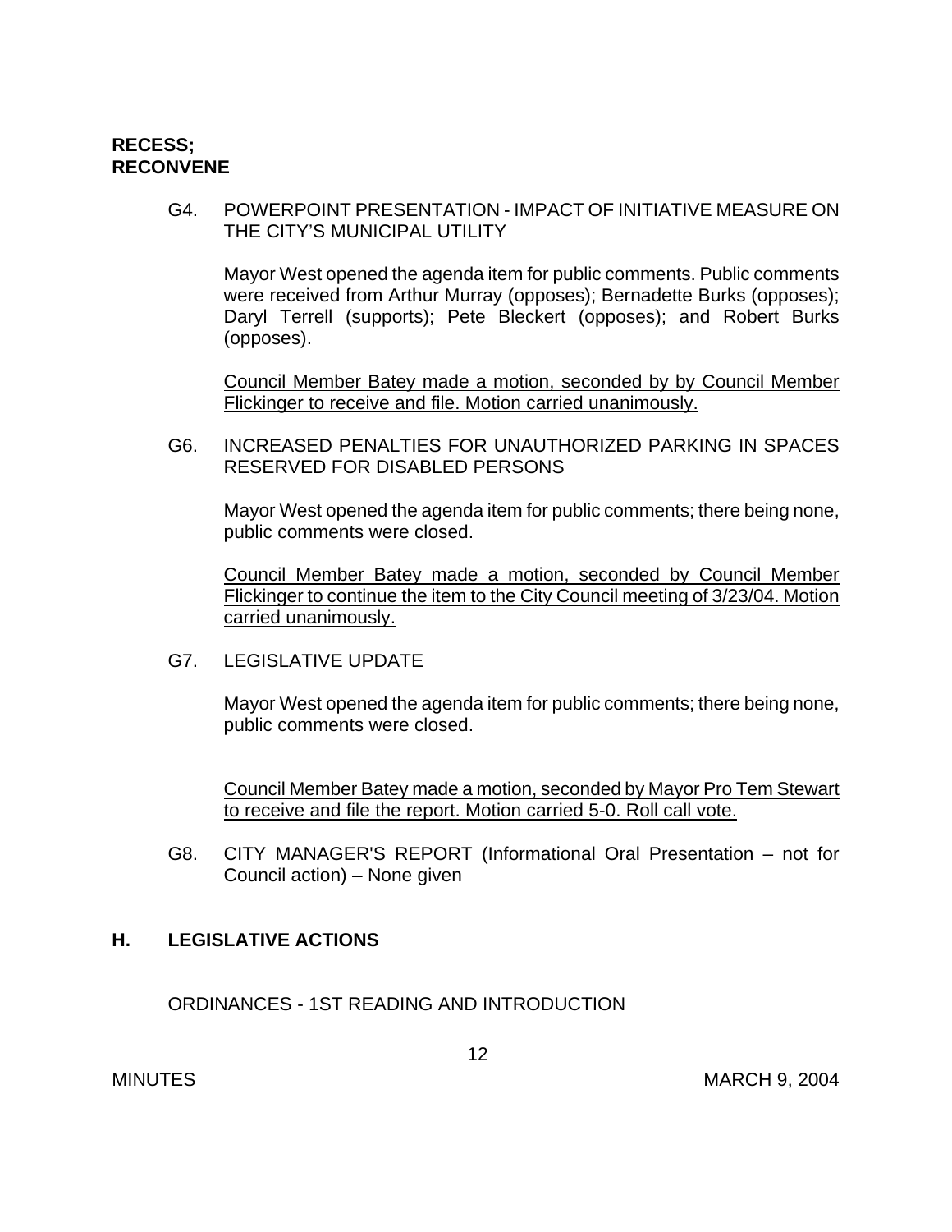**RECESS;**
**RECONVENE**

G4. POWERPOINT PRESENTATION - IMPACT OF INITIATIVE MEASURE ON THE CITY'S MUNICIPAL UTILITY

Mayor West opened the agenda item for public comments. Public comments were received from Arthur Murray (opposes); Bernadette Burks (opposes); Daryl Terrell (supports); Pete Bleckert (opposes); and Robert Burks (opposes).

<u>Council Member Batey made a motion, seconded by by Council Member Flickinger to receive and file. Motion carried unanimously.</u>

G6. INCREASED PENALTIES FOR UNAUTHORIZED PARKING IN SPACES RESERVED FOR DISABLED PERSONS

Mayor West opened the agenda item for public comments; there being none, public comments were closed.

<u>Council Member Batey made a motion, seconded by Council Member Flickinger to continue the item to the City Council meeting of 3/23/04. Motion carried unanimously.</u>

G7. LEGISLATIVE UPDATE

Mayor West opened the agenda item for public comments; there being none, public comments were closed.

<u>Council Member Batey made a motion, seconded by Mayor Pro Tem Stewart to receive and file the report. Motion carried 5-0. Roll call vote.</u>

G8. CITY MANAGER'S REPORT (Informational Oral Presentation – not for Council action) – None given

## H. LEGISLATIVE ACTIONS

ORDINANCES - 1ST READING AND INTRODUCTION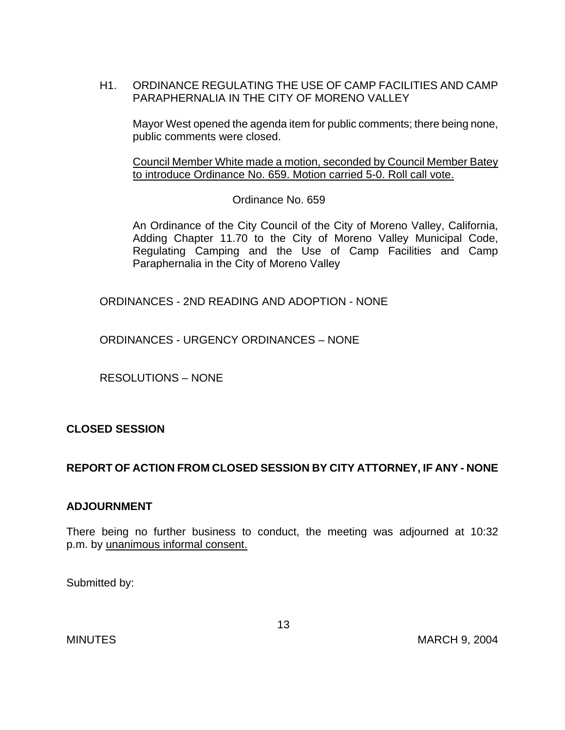H1. ORDINANCE REGULATING THE USE OF CAMP FACILITIES AND CAMP PARAPHERNALIA IN THE CITY OF MORENO VALLEY

Mayor West opened the agenda item for public comments; there being none, public comments were closed.

Council Member White made a motion, seconded by Council Member Batey to introduce Ordinance No. 659. Motion carried 5-0. Roll call vote.

Ordinance No. 659

An Ordinance of the City Council of the City of Moreno Valley, California, Adding Chapter 11.70 to the City of Moreno Valley Municipal Code, Regulating Camping and the Use of Camp Facilities and Camp Paraphernalia in the City of Moreno Valley

ORDINANCES - 2ND READING AND ADOPTION - NONE

ORDINANCES - URGENCY ORDINANCES – NONE

RESOLUTIONS – NONE

**CLOSED SESSION**

**REPORT OF ACTION FROM CLOSED SESSION BY CITY ATTORNEY, IF ANY - NONE**

**ADJOURNMENT**

There being no further business to conduct, the meeting was adjourned at 10:32 p.m. by unanimous informal consent.

Submitted by: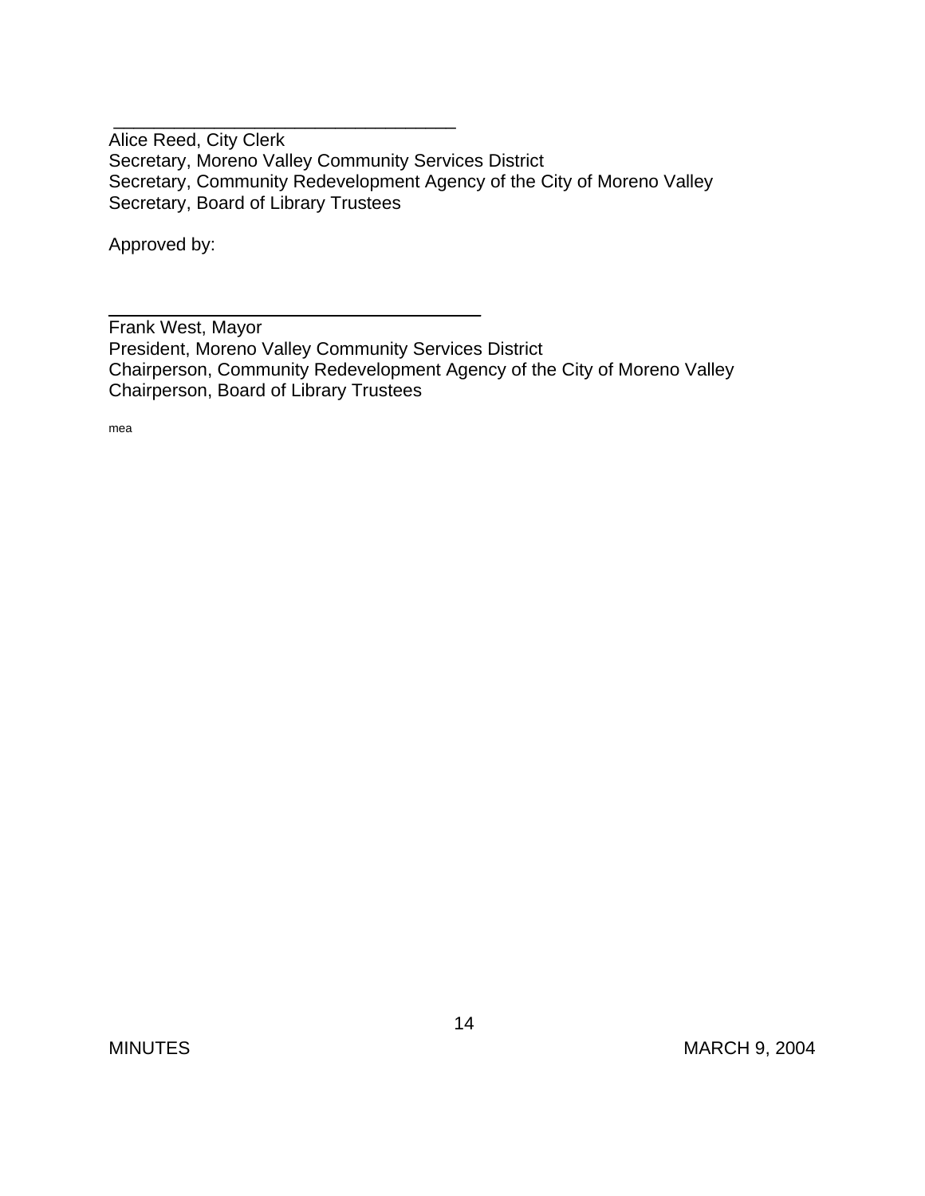\_\_\_\_\_\_\_\_\_\_\_\_\_\_\_\_\_\_\_\_\_\_\_\_\_\_\_\_\_\_\_\_\_\_\_

Alice Reed, City Clerk
Secretary, Moreno Valley Community Services District
Secretary, Community Redevelopment Agency of the City of Moreno Valley
Secretary, Board of Library Trustees

Approved by:

\_\_\_\_\_\_\_\_\_\_\_\_\_\_\_\_\_\_\_\_\_\_\_\_\_\_\_\_\_\_\_\_\_\_\_

Frank West, Mayor
President, Moreno Valley Community Services District
Chairperson, Community Redevelopment Agency of the City of Moreno Valley
Chairperson, Board of Library Trustees

mea